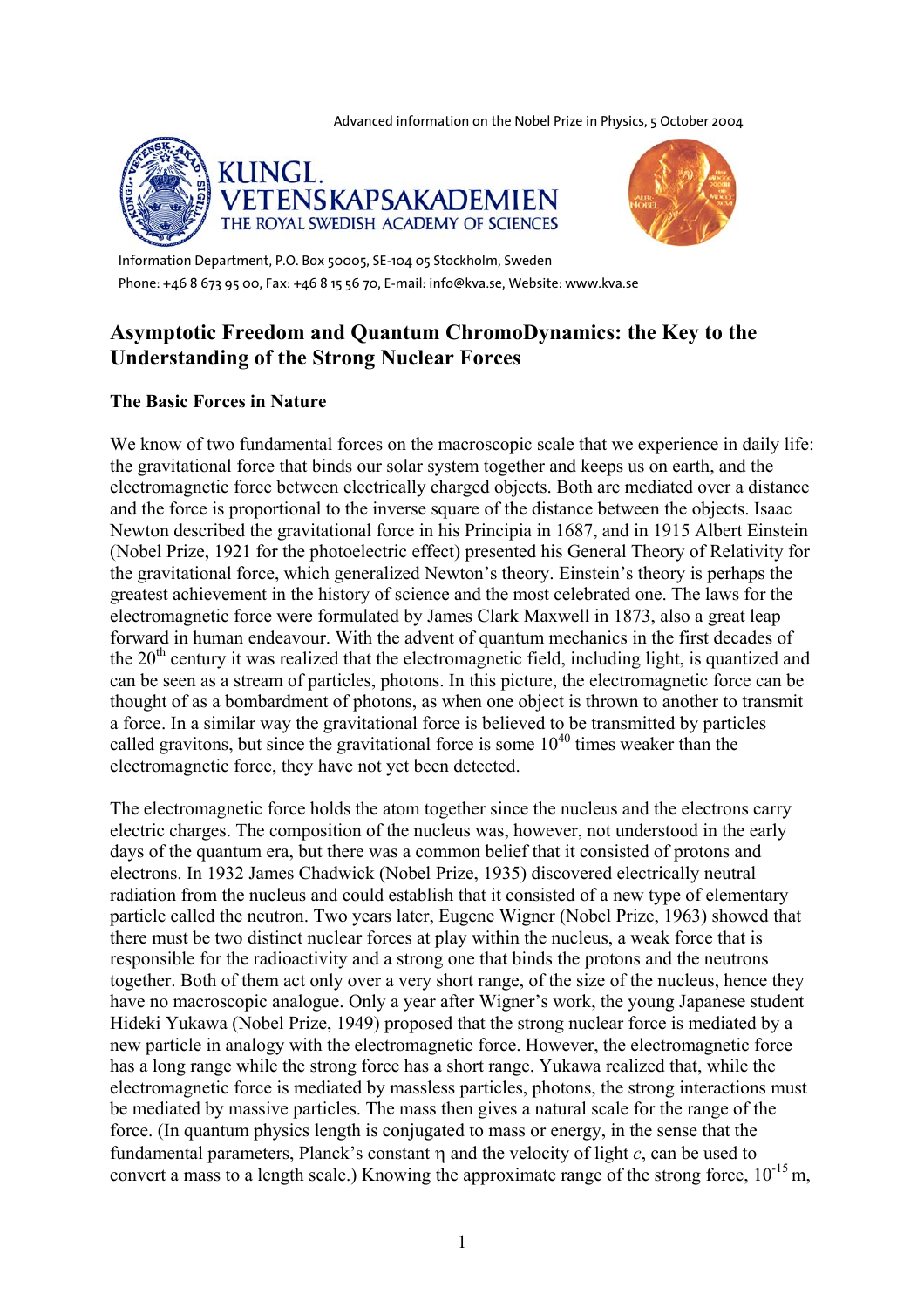Advanced information on the Nobel Prize in Physics, 5 October 2004

KUNGL. VETENSKAPSAKADEMIEN
THE ROYAL SWEDISH ACADEMY OF SCIENCES

Information Department, P.O. Box 50005, SE-104 05 Stockholm, Sweden
Phone: +46 8 673 95 00, Fax: +46 8 15 56 70, E-mail: info@kva.se, Website: www.kva.se

# Asymptotic Freedom and Quantum ChromoDynamics: the Key to the Understanding of the Strong Nuclear Forces

## The Basic Forces in Nature

We know of two fundamental forces on the macroscopic scale that we experience in daily life: the gravitational force that binds our solar system together and keeps us on earth, and the electromagnetic force between electrically charged objects. Both are mediated over a distance and the force is proportional to the inverse square of the distance between the objects. Isaac Newton described the gravitational force in his Principia in 1687, and in 1915 Albert Einstein (Nobel Prize, 1921 for the photoelectric effect) presented his General Theory of Relativity for the gravitational force, which generalized Newton's theory. Einstein's theory is perhaps the greatest achievement in the history of science and the most celebrated one. The laws for the electromagnetic force were formulated by James Clark Maxwell in 1873, also a great leap forward in human endeavour. With the advent of quantum mechanics in the first decades of the 20$^{th}$ century it was realized that the electromagnetic field, including light, is quantized and can be seen as a stream of particles, photons. In this picture, the electromagnetic force can be thought of as a bombardment of photons, as when one object is thrown to another to transmit a force. In a similar way the gravitational force is believed to be transmitted by particles called gravitons, but since the gravitational force is some $10^{40}$ times weaker than the electromagnetic force, they have not yet been detected.

The electromagnetic force holds the atom together since the nucleus and the electrons carry electric charges. The composition of the nucleus was, however, not understood in the early days of the quantum era, but there was a common belief that it consisted of protons and electrons. In 1932 James Chadwick (Nobel Prize, 1935) discovered electrically neutral radiation from the nucleus and could establish that it consisted of a new type of elementary particle called the neutron. Two years later, Eugene Wigner (Nobel Prize, 1963) showed that there must be two distinct nuclear forces at play within the nucleus, a weak force that is responsible for the radioactivity and a strong one that binds the protons and the neutrons together. Both of them act only over a very short range, of the size of the nucleus, hence they have no macroscopic analogue. Only a year after Wigner's work, the young Japanese student Hideki Yukawa (Nobel Prize, 1949) proposed that the strong nuclear force is mediated by a new particle in analogy with the electromagnetic force. However, the electromagnetic force has a long range while the strong force has a short range. Yukawa realized that, while the electromagnetic force is mediated by massless particles, photons, the strong interactions must be mediated by massive particles. The mass then gives a natural scale for the range of the force. (In quantum physics length is conjugated to mass or energy, in the sense that the fundamental parameters, Planck's constant $\eta$ and the velocity of light $c$, can be used to convert a mass to a length scale.) Knowing the approximate range of the strong force, $10^{-15}$ m,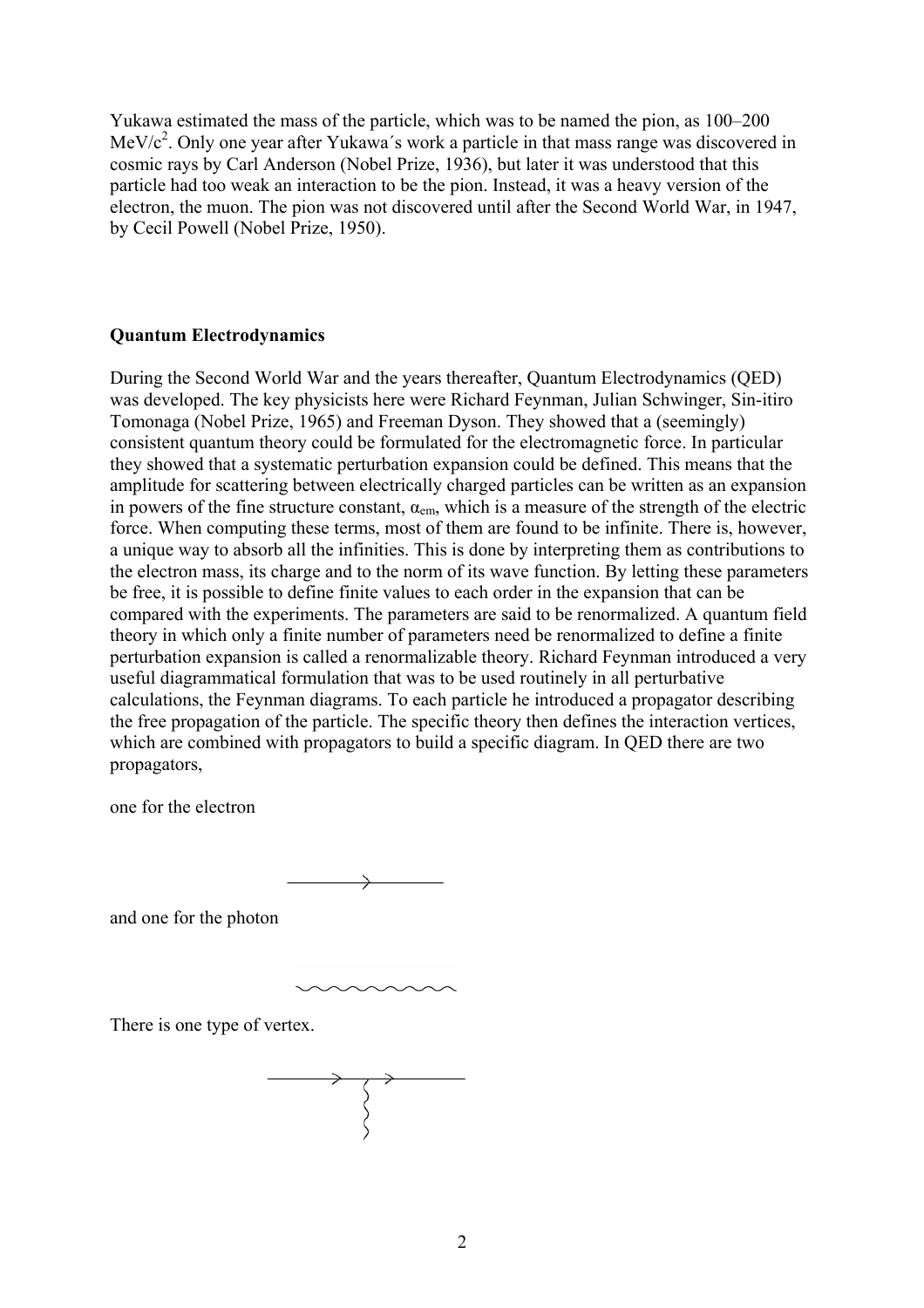Yukawa estimated the mass of the particle, which was to be named the pion, as 100–200 MeV/$c^2$. Only one year after Yukawa´s work a particle in that mass range was discovered in cosmic rays by Carl Anderson (Nobel Prize, 1936), but later it was understood that this particle had too weak an interaction to be the pion. Instead, it was a heavy version of the electron, the muon. The pion was not discovered until after the Second World War, in 1947, by Cecil Powell (Nobel Prize, 1950).

**Quantum Electrodynamics**

During the Second World War and the years thereafter, Quantum Electrodynamics (QED) was developed. The key physicists here were Richard Feynman, Julian Schwinger, Sin-itiro Tomonaga (Nobel Prize, 1965) and Freeman Dyson. They showed that a (seemingly) consistent quantum theory could be formulated for the electromagnetic force. In particular they showed that a systematic perturbation expansion could be defined. This means that the amplitude for scattering between electrically charged particles can be written as an expansion in powers of the fine structure constant, $\alpha_{em}$, which is a measure of the strength of the electric force. When computing these terms, most of them are found to be infinite. There is, however, a unique way to absorb all the infinities. This is done by interpreting them as contributions to the electron mass, its charge and to the norm of its wave function. By letting these parameters be free, it is possible to define finite values to each order in the expansion that can be compared with the experiments. The parameters are said to be renormalized. A quantum field theory in which only a finite number of parameters need be renormalized to define a finite perturbation expansion is called a renormalizable theory. Richard Feynman introduced a very useful diagrammatical formulation that was to be used routinely in all perturbative calculations, the Feynman diagrams. To each particle he introduced a propagator describing the free propagation of the particle. The specific theory then defines the interaction vertices, which are combined with propagators to build a specific diagram. In QED there are two propagators,

one for the electron

and one for the photon

There is one type of vertex.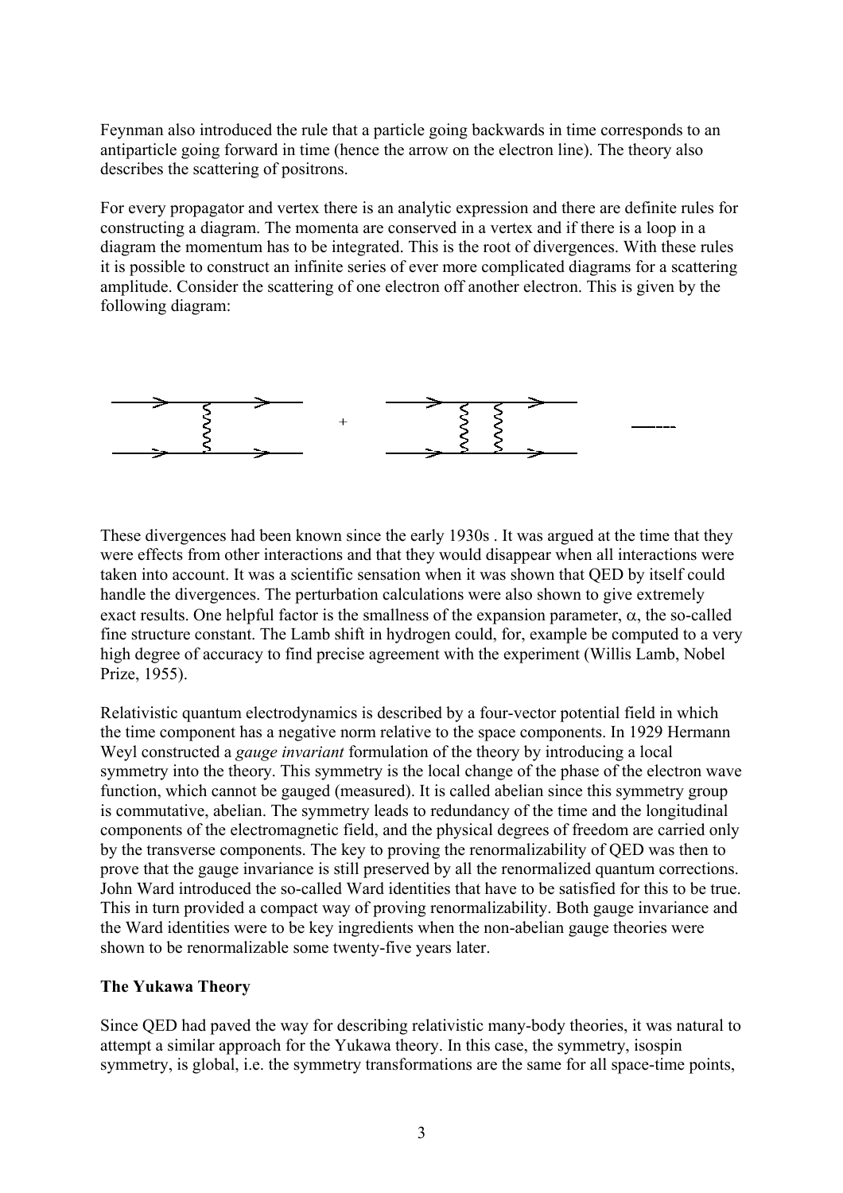Feynman also introduced the rule that a particle going backwards in time corresponds to an antiparticle going forward in time (hence the arrow on the electron line). The theory also describes the scattering of positrons.

For every propagator and vertex there is an analytic expression and there are definite rules for constructing a diagram. The momenta are conserved in a vertex and if there is a loop in a diagram the momentum has to be integrated. This is the root of divergences. With these rules it is possible to construct an infinite series of ever more complicated diagrams for a scattering amplitude. Consider the scattering of one electron off another electron. This is given by the following diagram:

These divergences had been known since the early 1930s . It was argued at the time that they were effects from other interactions and that they would disappear when all interactions were taken into account. It was a scientific sensation when it was shown that QED by itself could handle the divergences. The perturbation calculations were also shown to give extremely exact results. One helpful factor is the smallness of the expansion parameter, $\alpha$, the so-called fine structure constant. The Lamb shift in hydrogen could, for, example be computed to a very high degree of accuracy to find precise agreement with the experiment (Willis Lamb, Nobel Prize, 1955).

Relativistic quantum electrodynamics is described by a four-vector potential field in which the time component has a negative norm relative to the space components. In 1929 Hermann Weyl constructed a *gauge invariant* formulation of the theory by introducing a local symmetry into the theory. This symmetry is the local change of the phase of the electron wave function, which cannot be gauged (measured). It is called abelian since this symmetry group is commutative, abelian. The symmetry leads to redundancy of the time and the longitudinal components of the electromagnetic field, and the physical degrees of freedom are carried only by the transverse components. The key to proving the renormalizability of QED was then to prove that the gauge invariance is still preserved by all the renormalized quantum corrections. John Ward introduced the so-called Ward identities that have to be satisfied for this to be true. This in turn provided a compact way of proving renormalizability. Both gauge invariance and the Ward identities were to be key ingredients when the non-abelian gauge theories were shown to be renormalizable some twenty-five years later.

**The Yukawa Theory**

Since QED had paved the way for describing relativistic many-body theories, it was natural to attempt a similar approach for the Yukawa theory. In this case, the symmetry, isospin symmetry, is global, i.e. the symmetry transformations are the same for all space-time points,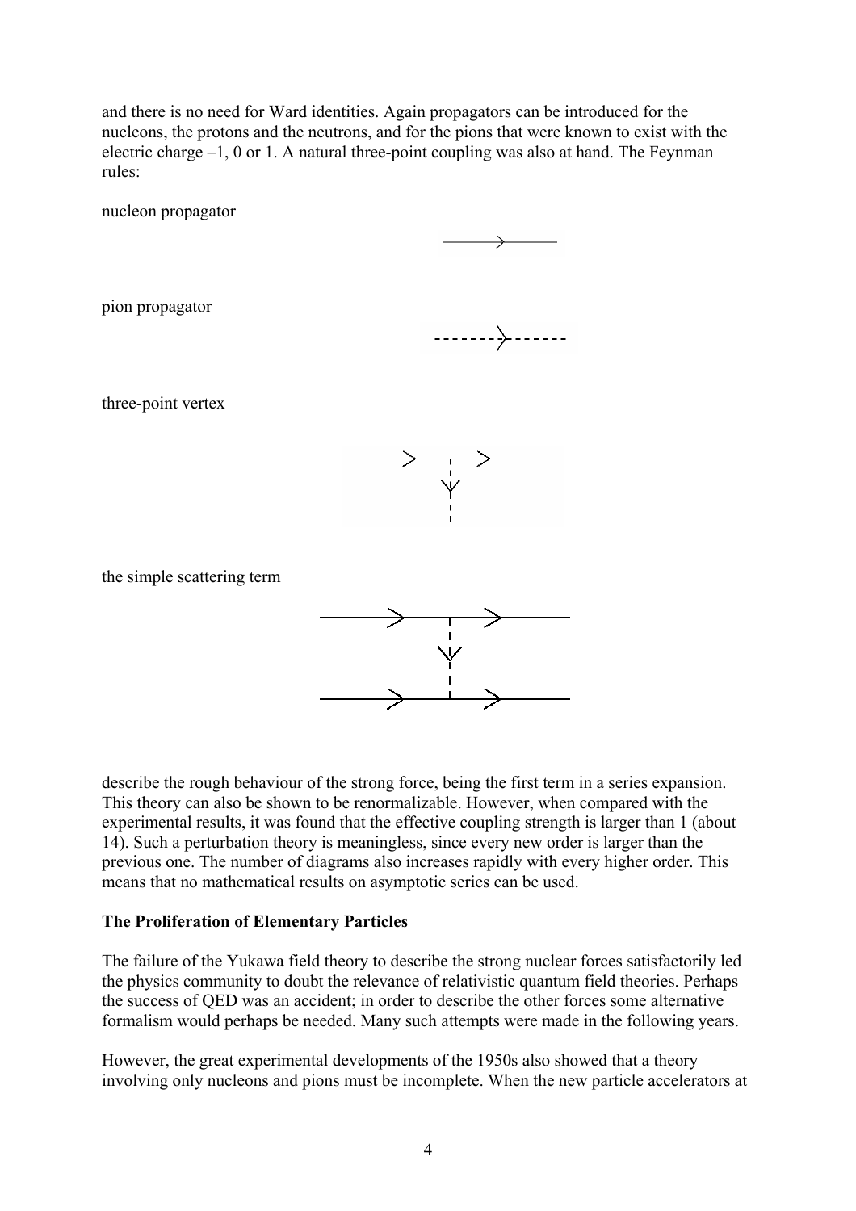and there is no need for Ward identities. Again propagators can be introduced for the nucleons, the protons and the neutrons, and for the pions that were known to exist with the electric charge –1, 0 or 1. A natural three-point coupling was also at hand. The Feynman rules:

nucleon propagator

pion propagator

three-point vertex

the simple scattering term

describe the rough behaviour of the strong force, being the first term in a series expansion. This theory can also be shown to be renormalizable. However, when compared with the experimental results, it was found that the effective coupling strength is larger than 1 (about 14). Such a perturbation theory is meaningless, since every new order is larger than the previous one. The number of diagrams also increases rapidly with every higher order. This means that no mathematical results on asymptotic series can be used.

**The Proliferation of Elementary Particles**

The failure of the Yukawa field theory to describe the strong nuclear forces satisfactorily led the physics community to doubt the relevance of relativistic quantum field theories. Perhaps the success of QED was an accident; in order to describe the other forces some alternative formalism would perhaps be needed. Many such attempts were made in the following years.

However, the great experimental developments of the 1950s also showed that a theory involving only nucleons and pions must be incomplete. When the new particle accelerators at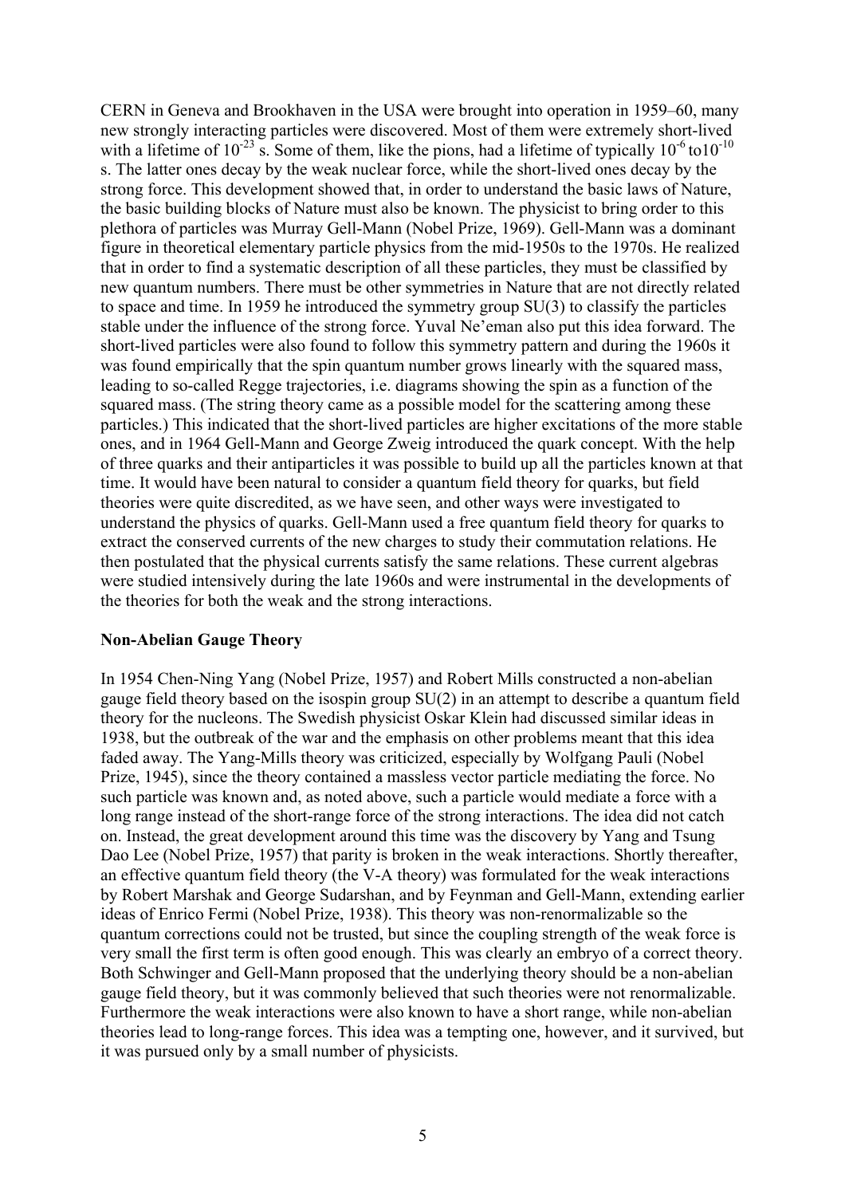CERN in Geneva and Brookhaven in the USA were brought into operation in 1959–60, many new strongly interacting particles were discovered. Most of them were extremely short-lived with a lifetime of $10^{-23}$ s. Some of them, like the pions, had a lifetime of typically $10^{-6}$ to$10^{-10}$ s. The latter ones decay by the weak nuclear force, while the short-lived ones decay by the strong force. This development showed that, in order to understand the basic laws of Nature, the basic building blocks of Nature must also be known. The physicist to bring order to this plethora of particles was Murray Gell-Mann (Nobel Prize, 1969). Gell-Mann was a dominant figure in theoretical elementary particle physics from the mid-1950s to the 1970s. He realized that in order to find a systematic description of all these particles, they must be classified by new quantum numbers. There must be other symmetries in Nature that are not directly related to space and time. In 1959 he introduced the symmetry group SU(3) to classify the particles stable under the influence of the strong force. Yuval Ne'eman also put this idea forward. The short-lived particles were also found to follow this symmetry pattern and during the 1960s it was found empirically that the spin quantum number grows linearly with the squared mass, leading to so-called Regge trajectories, i.e. diagrams showing the spin as a function of the squared mass. (The string theory came as a possible model for the scattering among these particles.) This indicated that the short-lived particles are higher excitations of the more stable ones, and in 1964 Gell-Mann and George Zweig introduced the quark concept. With the help of three quarks and their antiparticles it was possible to build up all the particles known at that time. It would have been natural to consider a quantum field theory for quarks, but field theories were quite discredited, as we have seen, and other ways were investigated to understand the physics of quarks. Gell-Mann used a free quantum field theory for quarks to extract the conserved currents of the new charges to study their commutation relations. He then postulated that the physical currents satisfy the same relations. These current algebras were studied intensively during the late 1960s and were instrumental in the developments of the theories for both the weak and the strong interactions.

**Non-Abelian Gauge Theory**

In 1954 Chen-Ning Yang (Nobel Prize, 1957) and Robert Mills constructed a non-abelian gauge field theory based on the isospin group SU(2) in an attempt to describe a quantum field theory for the nucleons. The Swedish physicist Oskar Klein had discussed similar ideas in 1938, but the outbreak of the war and the emphasis on other problems meant that this idea faded away. The Yang-Mills theory was criticized, especially by Wolfgang Pauli (Nobel Prize, 1945), since the theory contained a massless vector particle mediating the force. No such particle was known and, as noted above, such a particle would mediate a force with a long range instead of the short-range force of the strong interactions. The idea did not catch on. Instead, the great development around this time was the discovery by Yang and Tsung Dao Lee (Nobel Prize, 1957) that parity is broken in the weak interactions. Shortly thereafter, an effective quantum field theory (the V-A theory) was formulated for the weak interactions by Robert Marshak and George Sudarshan, and by Feynman and Gell-Mann, extending earlier ideas of Enrico Fermi (Nobel Prize, 1938). This theory was non-renormalizable so the quantum corrections could not be trusted, but since the coupling strength of the weak force is very small the first term is often good enough. This was clearly an embryo of a correct theory. Both Schwinger and Gell-Mann proposed that the underlying theory should be a non-abelian gauge field theory, but it was commonly believed that such theories were not renormalizable. Furthermore the weak interactions were also known to have a short range, while non-abelian theories lead to long-range forces. This idea was a tempting one, however, and it survived, but it was pursued only by a small number of physicists.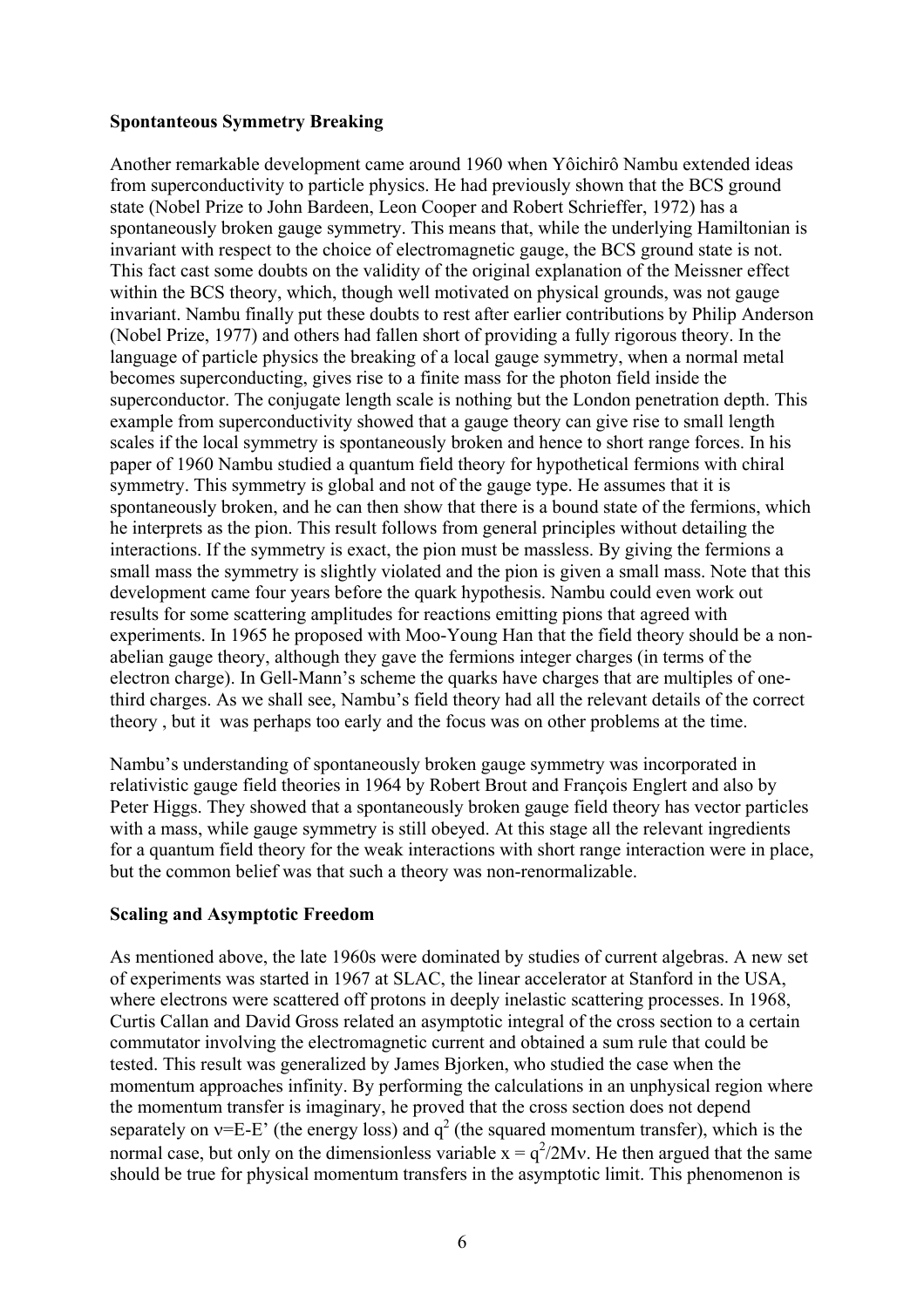**Spontanteous Symmetry Breaking**

Another remarkable development came around 1960 when Yôichirô Nambu extended ideas from superconductivity to particle physics. He had previously shown that the BCS ground state (Nobel Prize to John Bardeen, Leon Cooper and Robert Schrieffer, 1972) has a spontaneously broken gauge symmetry. This means that, while the underlying Hamiltonian is invariant with respect to the choice of electromagnetic gauge, the BCS ground state is not. This fact cast some doubts on the validity of the original explanation of the Meissner effect within the BCS theory, which, though well motivated on physical grounds, was not gauge invariant. Nambu finally put these doubts to rest after earlier contributions by Philip Anderson (Nobel Prize, 1977) and others had fallen short of providing a fully rigorous theory. In the language of particle physics the breaking of a local gauge symmetry, when a normal metal becomes superconducting, gives rise to a finite mass for the photon field inside the superconductor. The conjugate length scale is nothing but the London penetration depth. This example from superconductivity showed that a gauge theory can give rise to small length scales if the local symmetry is spontaneously broken and hence to short range forces. In his paper of 1960 Nambu studied a quantum field theory for hypothetical fermions with chiral symmetry. This symmetry is global and not of the gauge type. He assumes that it is spontaneously broken, and he can then show that there is a bound state of the fermions, which he interprets as the pion. This result follows from general principles without detailing the interactions. If the symmetry is exact, the pion must be massless. By giving the fermions a small mass the symmetry is slightly violated and the pion is given a small mass. Note that this development came four years before the quark hypothesis. Nambu could even work out results for some scattering amplitudes for reactions emitting pions that agreed with experiments. In 1965 he proposed with Moo-Young Han that the field theory should be a non-abelian gauge theory, although they gave the fermions integer charges (in terms of the electron charge). In Gell-Mann's scheme the quarks have charges that are multiples of one-third charges. As we shall see, Nambu's field theory had all the relevant details of the correct theory , but it was perhaps too early and the focus was on other problems at the time.

Nambu's understanding of spontaneously broken gauge symmetry was incorporated in relativistic gauge field theories in 1964 by Robert Brout and François Englert and also by Peter Higgs. They showed that a spontaneously broken gauge field theory has vector particles with a mass, while gauge symmetry is still obeyed. At this stage all the relevant ingredients for a quantum field theory for the weak interactions with short range interaction were in place, but the common belief was that such a theory was non-renormalizable.

**Scaling and Asymptotic Freedom**

As mentioned above, the late 1960s were dominated by studies of current algebras. A new set of experiments was started in 1967 at SLAC, the linear accelerator at Stanford in the USA, where electrons were scattered off protons in deeply inelastic scattering processes. In 1968, Curtis Callan and David Gross related an asymptotic integral of the cross section to a certain commutator involving the electromagnetic current and obtained a sum rule that could be tested. This result was generalized by James Bjorken, who studied the case when the momentum approaches infinity. By performing the calculations in an unphysical region where the momentum transfer is imaginary, he proved that the cross section does not depend separately on $\nu = E - E'$ (the energy loss) and $q^2$ (the squared momentum transfer), which is the normal case, but only on the dimensionless variable $x = q^2/2M\nu$. He then argued that the same should be true for physical momentum transfers in the asymptotic limit. This phenomenon is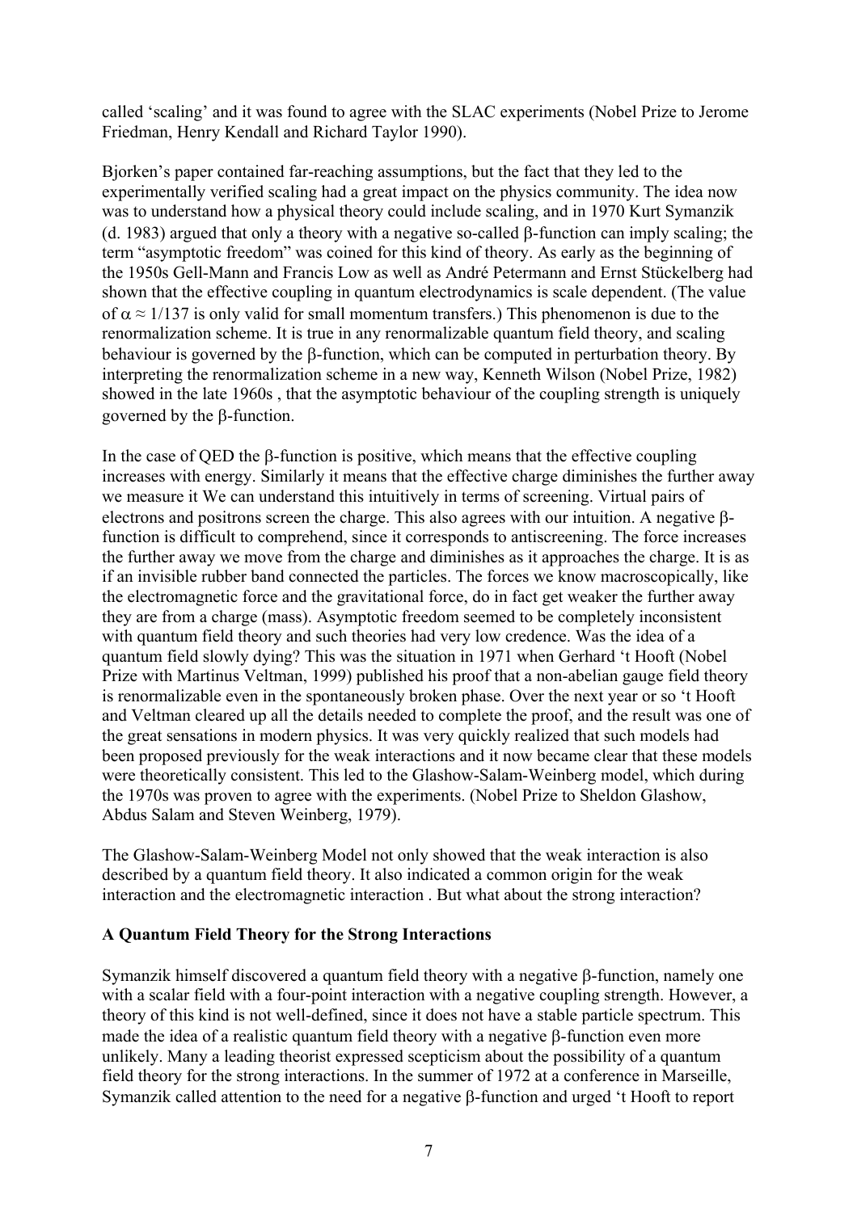called 'scaling' and it was found to agree with the SLAC experiments (Nobel Prize to Jerome Friedman, Henry Kendall and Richard Taylor 1990).

Bjorken's paper contained far-reaching assumptions, but the fact that they led to the experimentally verified scaling had a great impact on the physics community. The idea now was to understand how a physical theory could include scaling, and in 1970 Kurt Symanzik (d. 1983) argued that only a theory with a negative so-called β-function can imply scaling; the term "asymptotic freedom" was coined for this kind of theory. As early as the beginning of the 1950s Gell-Mann and Francis Low as well as André Petermann and Ernst Stückelberg had shown that the effective coupling in quantum electrodynamics is scale dependent. (The value of $\alpha \approx 1/137$ is only valid for small momentum transfers.) This phenomenon is due to the renormalization scheme. It is true in any renormalizable quantum field theory, and scaling behaviour is governed by the β-function, which can be computed in perturbation theory. By interpreting the renormalization scheme in a new way, Kenneth Wilson (Nobel Prize, 1982) showed in the late 1960s , that the asymptotic behaviour of the coupling strength is uniquely governed by the β-function.

In the case of QED the β-function is positive, which means that the effective coupling increases with energy. Similarly it means that the effective charge diminishes the further away we measure it We can understand this intuitively in terms of screening. Virtual pairs of electrons and positrons screen the charge. This also agrees with our intuition. A negative β-function is difficult to comprehend, since it corresponds to antiscreening. The force increases the further away we move from the charge and diminishes as it approaches the charge. It is as if an invisible rubber band connected the particles. The forces we know macroscopically, like the electromagnetic force and the gravitational force, do in fact get weaker the further away they are from a charge (mass). Asymptotic freedom seemed to be completely inconsistent with quantum field theory and such theories had very low credence. Was the idea of a quantum field slowly dying? This was the situation in 1971 when Gerhard 't Hooft (Nobel Prize with Martinus Veltman, 1999) published his proof that a non-abelian gauge field theory is renormalizable even in the spontaneously broken phase. Over the next year or so 't Hooft and Veltman cleared up all the details needed to complete the proof, and the result was one of the great sensations in modern physics. It was very quickly realized that such models had been proposed previously for the weak interactions and it now became clear that these models were theoretically consistent. This led to the Glashow-Salam-Weinberg model, which during the 1970s was proven to agree with the experiments. (Nobel Prize to Sheldon Glashow, Abdus Salam and Steven Weinberg, 1979).

The Glashow-Salam-Weinberg Model not only showed that the weak interaction is also described by a quantum field theory. It also indicated a common origin for the weak interaction and the electromagnetic interaction . But what about the strong interaction?

**A Quantum Field Theory for the Strong Interactions**

Symanzik himself discovered a quantum field theory with a negative β-function, namely one with a scalar field with a four-point interaction with a negative coupling strength. However, a theory of this kind is not well-defined, since it does not have a stable particle spectrum. This made the idea of a realistic quantum field theory with a negative β-function even more unlikely. Many a leading theorist expressed scepticism about the possibility of a quantum field theory for the strong interactions. In the summer of 1972 at a conference in Marseille, Symanzik called attention to the need for a negative β-function and urged 't Hooft to report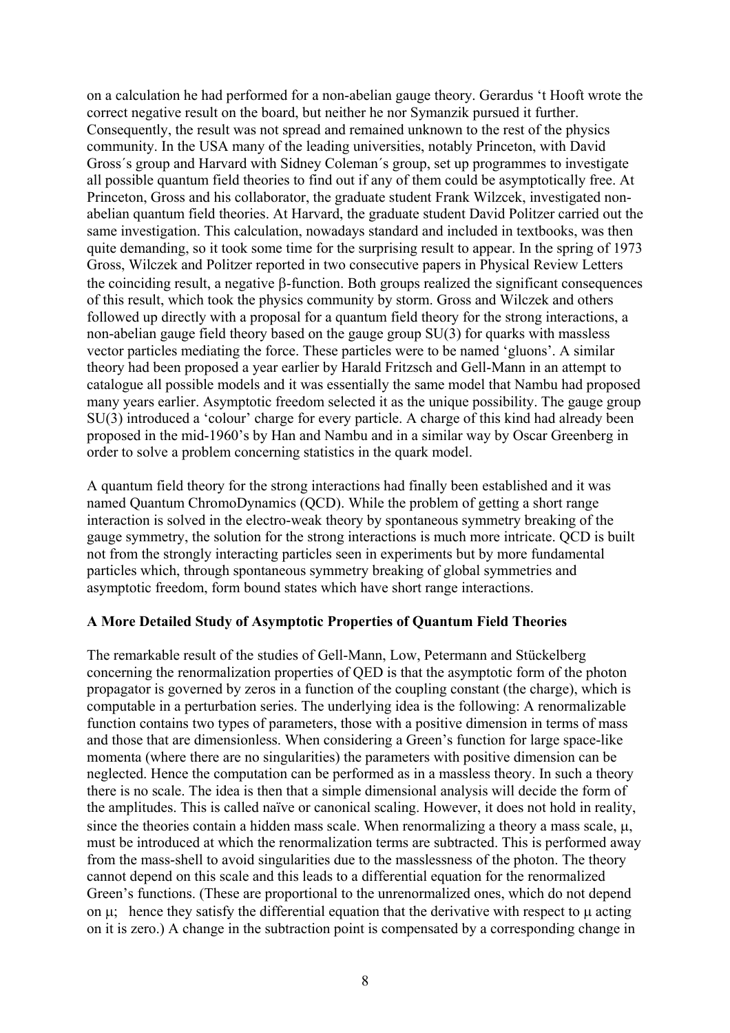on a calculation he had performed for a non-abelian gauge theory. Gerardus 't Hooft wrote the correct negative result on the board, but neither he nor Symanzik pursued it further. Consequently, the result was not spread and remained unknown to the rest of the physics community. In the USA many of the leading universities, notably Princeton, with David Gross´s group and Harvard with Sidney Coleman´s group, set up programmes to investigate all possible quantum field theories to find out if any of them could be asymptotically free. At Princeton, Gross and his collaborator, the graduate student Frank Wilczek, investigated non-abelian quantum field theories. At Harvard, the graduate student David Politzer carried out the same investigation. This calculation, nowadays standard and included in textbooks, was then quite demanding, so it took some time for the surprising result to appear. In the spring of 1973 Gross, Wilczek and Politzer reported in two consecutive papers in Physical Review Letters the coinciding result, a negative $\beta$-function. Both groups realized the significant consequences of this result, which took the physics community by storm. Gross and Wilczek and others followed up directly with a proposal for a quantum field theory for the strong interactions, a non-abelian gauge field theory based on the gauge group SU(3) for quarks with massless vector particles mediating the force. These particles were to be named 'gluons'. A similar theory had been proposed a year earlier by Harald Fritzsch and Gell-Mann in an attempt to catalogue all possible models and it was essentially the same model that Nambu had proposed many years earlier. Asymptotic freedom selected it as the unique possibility. The gauge group SU(3) introduced a 'colour' charge for every particle. A charge of this kind had already been proposed in the mid-1960's by Han and Nambu and in a similar way by Oscar Greenberg in order to solve a problem concerning statistics in the quark model.

A quantum field theory for the strong interactions had finally been established and it was named Quantum ChromoDynamics (QCD). While the problem of getting a short range interaction is solved in the electro-weak theory by spontaneous symmetry breaking of the gauge symmetry, the solution for the strong interactions is much more intricate. QCD is built not from the strongly interacting particles seen in experiments but by more fundamental particles which, through spontaneous symmetry breaking of global symmetries and asymptotic freedom, form bound states which have short range interactions.

**A More Detailed Study of Asymptotic Properties of Quantum Field Theories**

The remarkable result of the studies of Gell-Mann, Low, Petermann and Stückelberg concerning the renormalization properties of QED is that the asymptotic form of the photon propagator is governed by zeros in a function of the coupling constant (the charge), which is computable in a perturbation series. The underlying idea is the following: A renormalizable function contains two types of parameters, those with a positive dimension in terms of mass and those that are dimensionless. When considering a Green's function for large space-like momenta (where there are no singularities) the parameters with positive dimension can be neglected. Hence the computation can be performed as in a massless theory. In such a theory there is no scale. The idea is then that a simple dimensional analysis will decide the form of the amplitudes. This is called naïve or canonical scaling. However, it does not hold in reality, since the theories contain a hidden mass scale. When renormalizing a theory a mass scale, $\mu$, must be introduced at which the renormalization terms are subtracted. This is performed away from the mass-shell to avoid singularities due to the masslessness of the photon. The theory cannot depend on this scale and this leads to a differential equation for the renormalized Green's functions. (These are proportional to the unrenormalized ones, which do not depend on $\mu$; hence they satisfy the differential equation that the derivative with respect to $\mu$ acting on it is zero.) A change in the subtraction point is compensated by a corresponding change in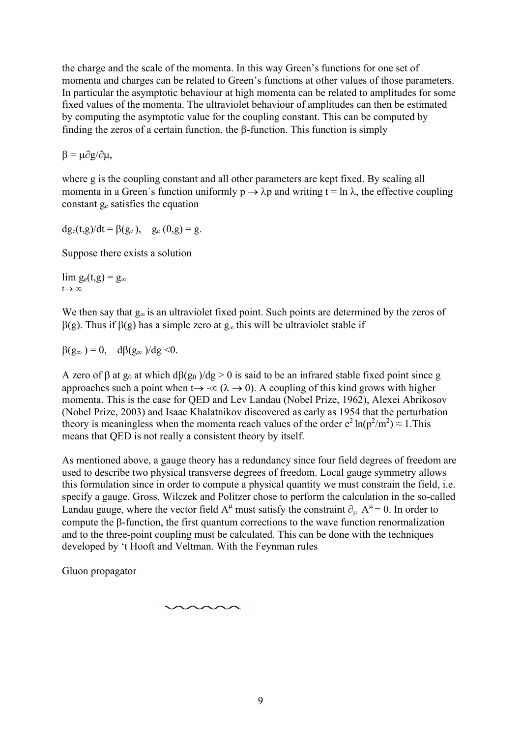the charge and the scale of the momenta. In this way Green's functions for one set of momenta and charges can be related to Green's functions at other values of those parameters. In particular the asymptotic behaviour at high momenta can be related to amplitudes for some fixed values of the momenta. The ultraviolet behaviour of amplitudes can then be estimated by computing the asymptotic value for the coupling constant. This can be computed by finding the zeros of a certain function, the β-function. This function is simply

$$\beta = \mu \partial g / \partial \mu,$$

where g is the coupling constant and all other parameters are kept fixed. By scaling all momenta in a Green´s function uniformly $p \rightarrow \lambda p$ and writing $t = \ln \lambda$, the effective coupling constant $g_e$ satisfies the equation

$$dg_e(t,g)/dt = \beta(g_e), \quad g_e(0,g) = g.$$

Suppose there exists a solution

$$\lim_{t \rightarrow \infty} g_e(t,g) = g_\infty.$$

We then say that $g_\infty$ is an ultraviolet fixed point. Such points are determined by the zeros of $\beta(g)$. Thus if $\beta(g)$ has a simple zero at $g_\infty$ this will be ultraviolet stable if

$$\beta(g_\infty) = 0, \quad d\beta(g_\infty)/dg < 0.$$

A zero of β at $g_0$ at which $d\beta(g_0)/dg > 0$ is said to be an infrared stable fixed point since g approaches such a point when $t \rightarrow -\infty$ ($\lambda \rightarrow 0$). A coupling of this kind grows with higher momenta. This is the case for QED and Lev Landau (Nobel Prize, 1962), Alexei Abrikosov (Nobel Prize, 2003) and Isaac Khalatnikov discovered as early as 1954 that the perturbation theory is meaningless when the momenta reach values of the order $e^2 \ln(p^2/m^2) \approx 1$.This means that QED is not really a consistent theory by itself.

As mentioned above, a gauge theory has a redundancy since four field degrees of freedom are used to describe two physical transverse degrees of freedom. Local gauge symmetry allows this formulation since in order to compute a physical quantity we must constrain the field, i.e. specify a gauge. Gross, Wilczek and Politzer chose to perform the calculation in the so-called Landau gauge, where the vector field $A^\mu$ must satisfy the constraint $\partial_\mu A^\mu = 0$. In order to compute the β-function, the first quantum corrections to the wave function renormalization and to the three-point coupling must be calculated. This can be done with the techniques developed by 't Hooft and Veltman. With the Feynman rules

Gluon propagator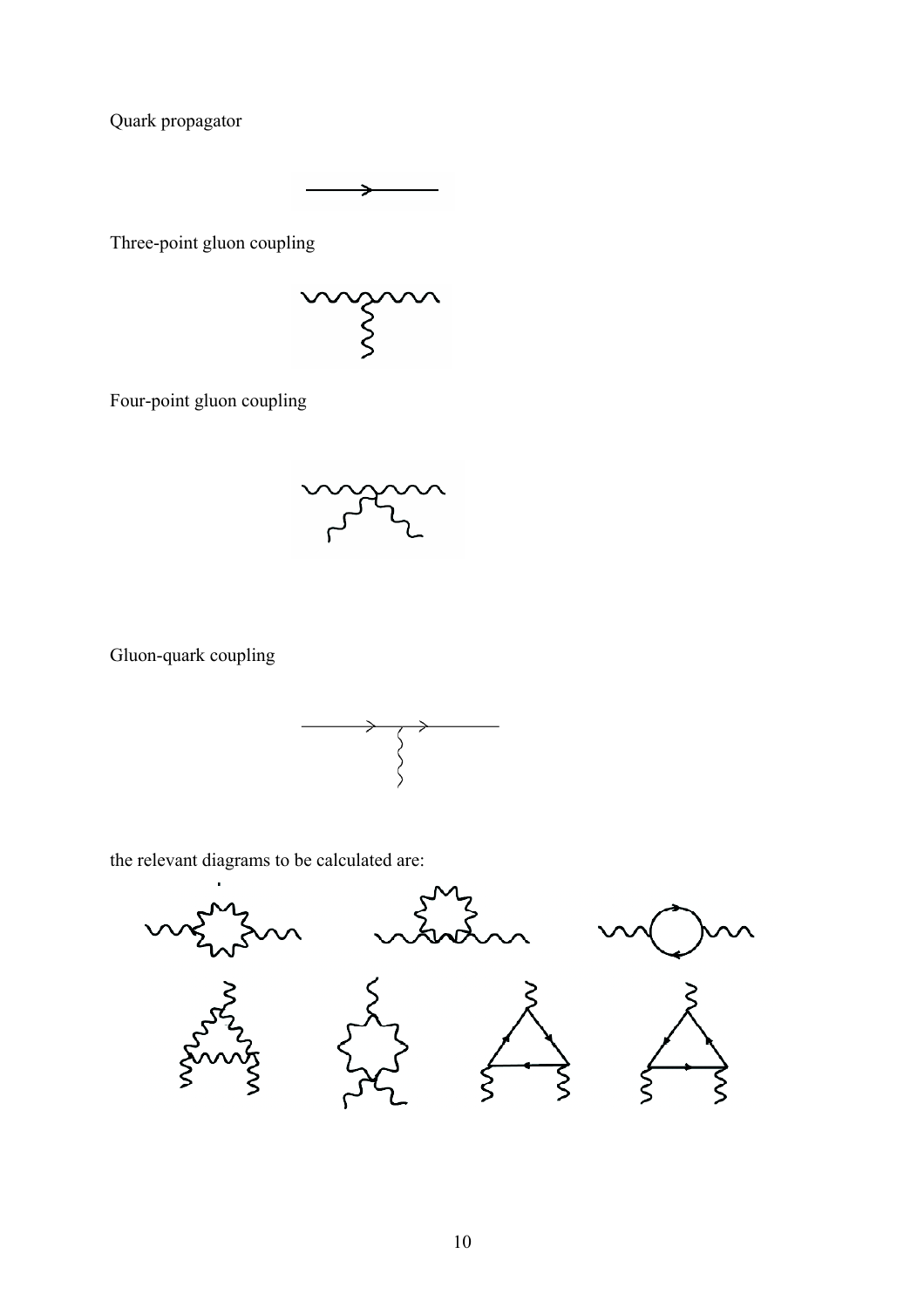Quark propagator

Three-point gluon coupling

Four-point gluon coupling

Gluon-quark coupling

the relevant diagrams to be calculated are: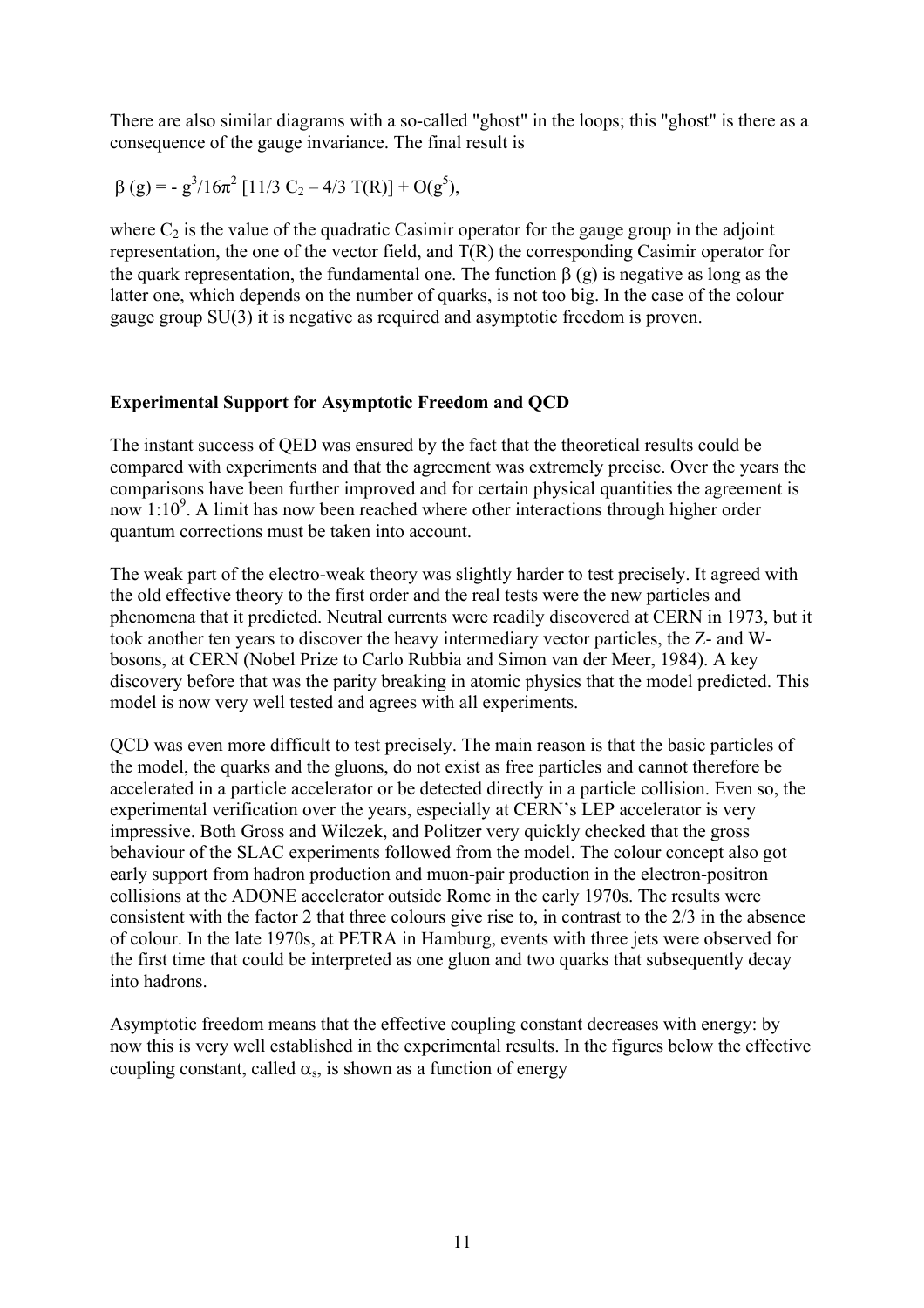There are also similar diagrams with a so-called "ghost" in the loops; this "ghost" is there as a consequence of the gauge invariance. The final result is

$$\beta (g) = - g^3/16\pi^2 [11/3\ C_2 - 4/3\ T(R)] + O(g^5),$$

where $C_2$ is the value of the quadratic Casimir operator for the gauge group in the adjoint representation, the one of the vector field, and T(R) the corresponding Casimir operator for the quark representation, the fundamental one. The function $\beta$ (g) is negative as long as the latter one, which depends on the number of quarks, is not too big. In the case of the colour gauge group SU(3) it is negative as required and asymptotic freedom is proven.

## Experimental Support for Asymptotic Freedom and QCD

The instant success of QED was ensured by the fact that the theoretical results could be compared with experiments and that the agreement was extremely precise. Over the years the comparisons have been further improved and for certain physical quantities the agreement is now $1{:}10^9$. A limit has now been reached where other interactions through higher order quantum corrections must be taken into account.

The weak part of the electro-weak theory was slightly harder to test precisely. It agreed with the old effective theory to the first order and the real tests were the new particles and phenomena that it predicted. Neutral currents were readily discovered at CERN in 1973, but it took another ten years to discover the heavy intermediary vector particles, the Z- and W-bosons, at CERN (Nobel Prize to Carlo Rubbia and Simon van der Meer, 1984). A key discovery before that was the parity breaking in atomic physics that the model predicted. This model is now very well tested and agrees with all experiments.

QCD was even more difficult to test precisely. The main reason is that the basic particles of the model, the quarks and the gluons, do not exist as free particles and cannot therefore be accelerated in a particle accelerator or be detected directly in a particle collision. Even so, the experimental verification over the years, especially at CERN's LEP accelerator is very impressive. Both Gross and Wilczek, and Politzer very quickly checked that the gross behaviour of the SLAC experiments followed from the model. The colour concept also got early support from hadron production and muon-pair production in the electron-positron collisions at the ADONE accelerator outside Rome in the early 1970s. The results were consistent with the factor 2 that three colours give rise to, in contrast to the 2/3 in the absence of colour. In the late 1970s, at PETRA in Hamburg, events with three jets were observed for the first time that could be interpreted as one gluon and two quarks that subsequently decay into hadrons.

Asymptotic freedom means that the effective coupling constant decreases with energy: by now this is very well established in the experimental results. In the figures below the effective coupling constant, called $\alpha_s$, is shown as a function of energy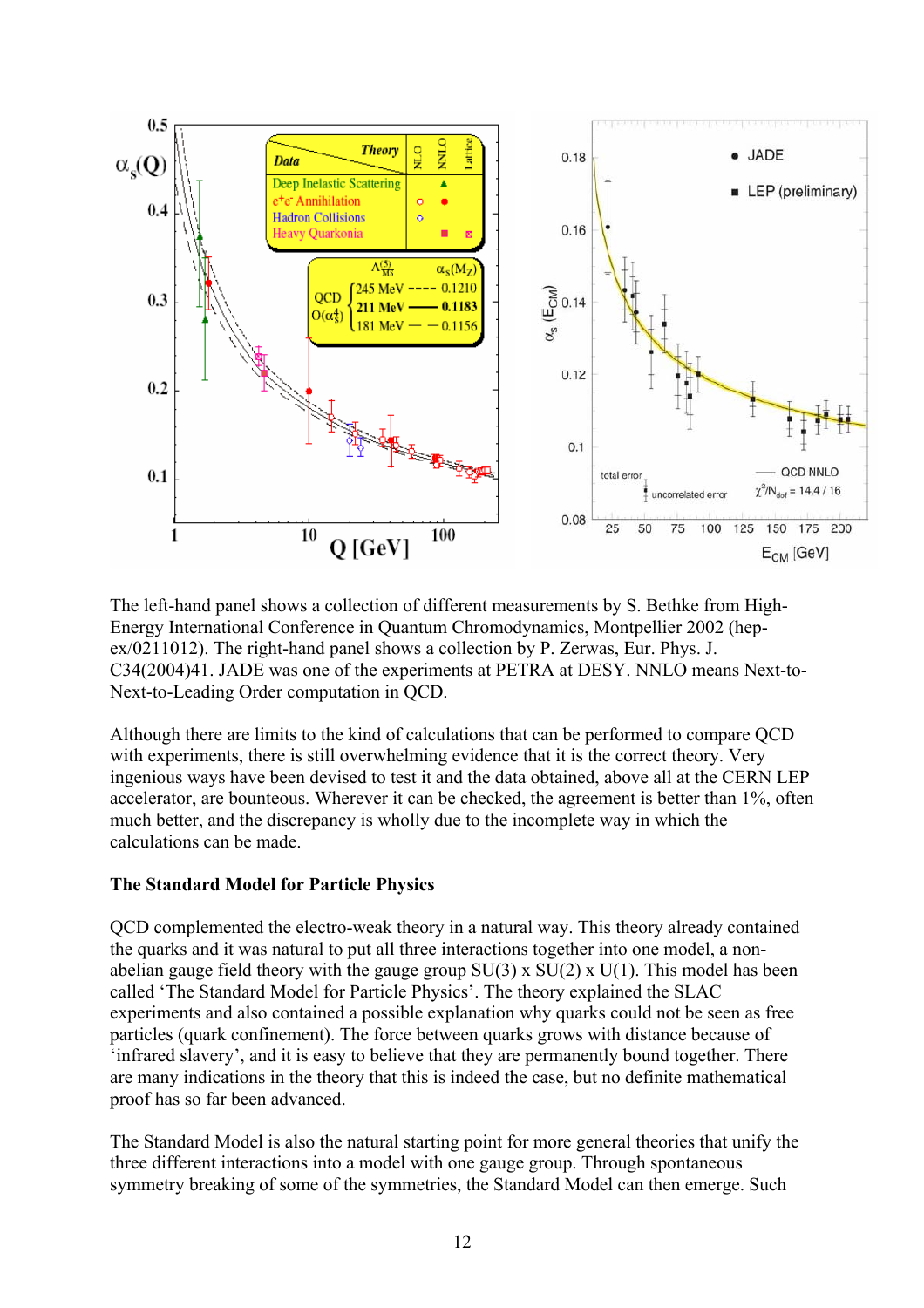The left-hand panel shows a collection of different measurements by S. Bethke from High-Energy International Conference in Quantum Chromodynamics, Montpellier 2002 (hep-ex/0211012). The right-hand panel shows a collection by P. Zerwas, Eur. Phys. J. C34(2004)41. JADE was one of the experiments at PETRA at DESY. NNLO means Next-to-Next-to-Leading Order computation in QCD.

Although there are limits to the kind of calculations that can be performed to compare QCD with experiments, there is still overwhelming evidence that it is the correct theory. Very ingenious ways have been devised to test it and the data obtained, above all at the CERN LEP accelerator, are bounteous. Wherever it can be checked, the agreement is better than 1%, often much better, and the discrepancy is wholly due to the incomplete way in which the calculations can be made.

**The Standard Model for Particle Physics**

QCD complemented the electro-weak theory in a natural way. This theory already contained the quarks and it was natural to put all three interactions together into one model, a non-abelian gauge field theory with the gauge group SU(3) x SU(2) x U(1). This model has been called 'The Standard Model for Particle Physics'. The theory explained the SLAC experiments and also contained a possible explanation why quarks could not be seen as free particles (quark confinement). The force between quarks grows with distance because of 'infrared slavery', and it is easy to believe that they are permanently bound together. There are many indications in the theory that this is indeed the case, but no definite mathematical proof has so far been advanced.

The Standard Model is also the natural starting point for more general theories that unify the three different interactions into a model with one gauge group. Through spontaneous symmetry breaking of some of the symmetries, the Standard Model can then emerge. Such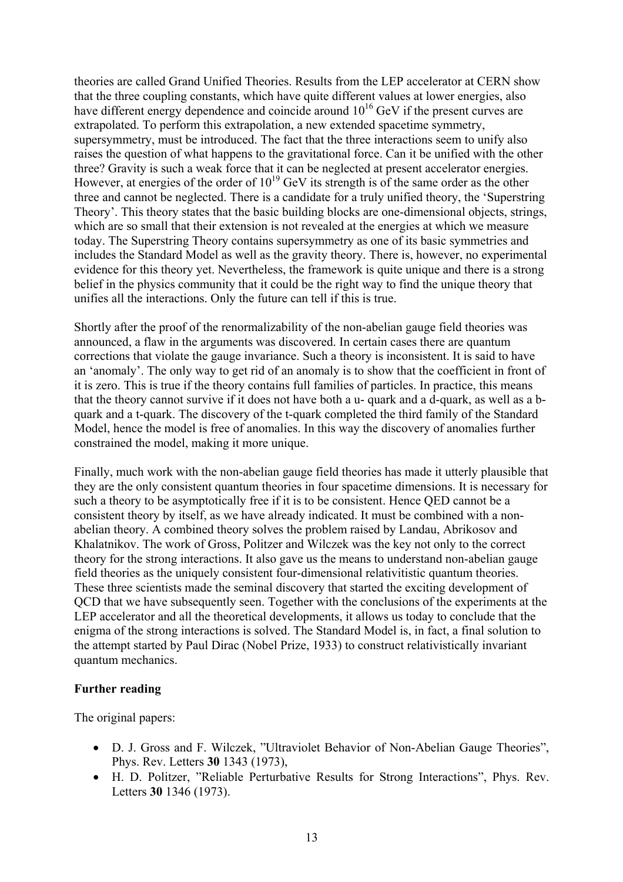theories are called Grand Unified Theories. Results from the LEP accelerator at CERN show that the three coupling constants, which have quite different values at lower energies, also have different energy dependence and coincide around $10^{16}$ GeV if the present curves are extrapolated. To perform this extrapolation, a new extended spacetime symmetry, supersymmetry, must be introduced. The fact that the three interactions seem to unify also raises the question of what happens to the gravitational force. Can it be unified with the other three? Gravity is such a weak force that it can be neglected at present accelerator energies. However, at energies of the order of $10^{19}$ GeV its strength is of the same order as the other three and cannot be neglected. There is a candidate for a truly unified theory, the 'Superstring Theory'. This theory states that the basic building blocks are one-dimensional objects, strings, which are so small that their extension is not revealed at the energies at which we measure today. The Superstring Theory contains supersymmetry as one of its basic symmetries and includes the Standard Model as well as the gravity theory. There is, however, no experimental evidence for this theory yet. Nevertheless, the framework is quite unique and there is a strong belief in the physics community that it could be the right way to find the unique theory that unifies all the interactions. Only the future can tell if this is true.

Shortly after the proof of the renormalizability of the non-abelian gauge field theories was announced, a flaw in the arguments was discovered. In certain cases there are quantum corrections that violate the gauge invariance. Such a theory is inconsistent. It is said to have an 'anomaly'. The only way to get rid of an anomaly is to show that the coefficient in front of it is zero. This is true if the theory contains full families of particles. In practice, this means that the theory cannot survive if it does not have both a u- quark and a d-quark, as well as a b-quark and a t-quark. The discovery of the t-quark completed the third family of the Standard Model, hence the model is free of anomalies. In this way the discovery of anomalies further constrained the model, making it more unique.

Finally, much work with the non-abelian gauge field theories has made it utterly plausible that they are the only consistent quantum theories in four spacetime dimensions. It is necessary for such a theory to be asymptotically free if it is to be consistent. Hence QED cannot be a consistent theory by itself, as we have already indicated. It must be combined with a non-abelian theory. A combined theory solves the problem raised by Landau, Abrikosov and Khalatnikov. The work of Gross, Politzer and Wilczek was the key not only to the correct theory for the strong interactions. It also gave us the means to understand non-abelian gauge field theories as the uniquely consistent four-dimensional relativitistic quantum theories. These three scientists made the seminal discovery that started the exciting development of QCD that we have subsequently seen. Together with the conclusions of the experiments at the LEP accelerator and all the theoretical developments, it allows us today to conclude that the enigma of the strong interactions is solved. The Standard Model is, in fact, a final solution to the attempt started by Paul Dirac (Nobel Prize, 1933) to construct relativistically invariant quantum mechanics.

**Further reading**

The original papers:

- D. J. Gross and F. Wilczek, "Ultraviolet Behavior of Non-Abelian Gauge Theories", Phys. Rev. Letters **30** 1343 (1973),
- H. D. Politzer, "Reliable Perturbative Results for Strong Interactions", Phys. Rev. Letters **30** 1346 (1973).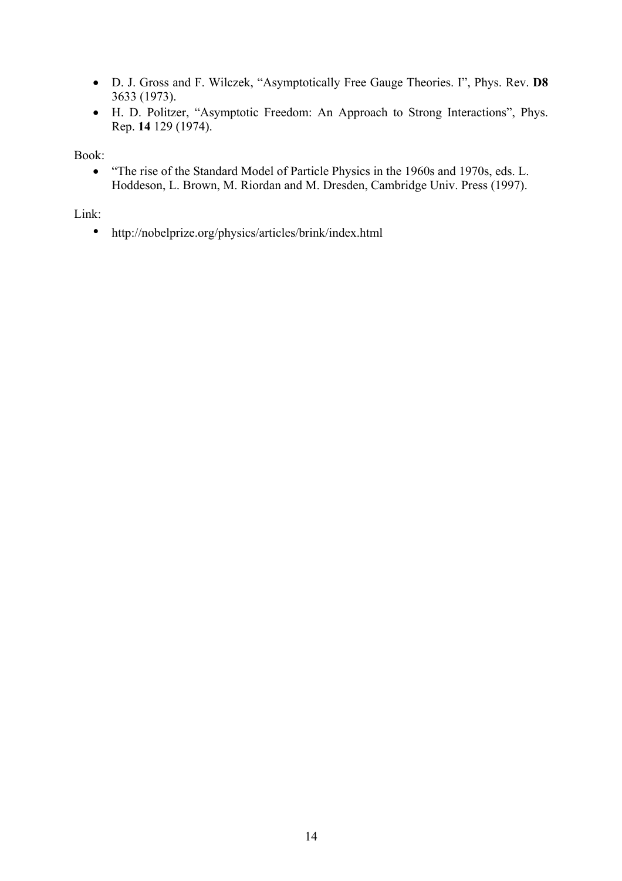- D. J. Gross and F. Wilczek, "Asymptotically Free Gauge Theories. I", Phys. Rev. **D8** 3633 (1973).
- H. D. Politzer, "Asymptotic Freedom: An Approach to Strong Interactions", Phys. Rep. **14** 129 (1974).

Book:

- "The rise of the Standard Model of Particle Physics in the 1960s and 1970s, eds. L. Hoddeson, L. Brown, M. Riordan and M. Dresden, Cambridge Univ. Press (1997).

Link:

- http://nobelprize.org/physics/articles/brink/index.html